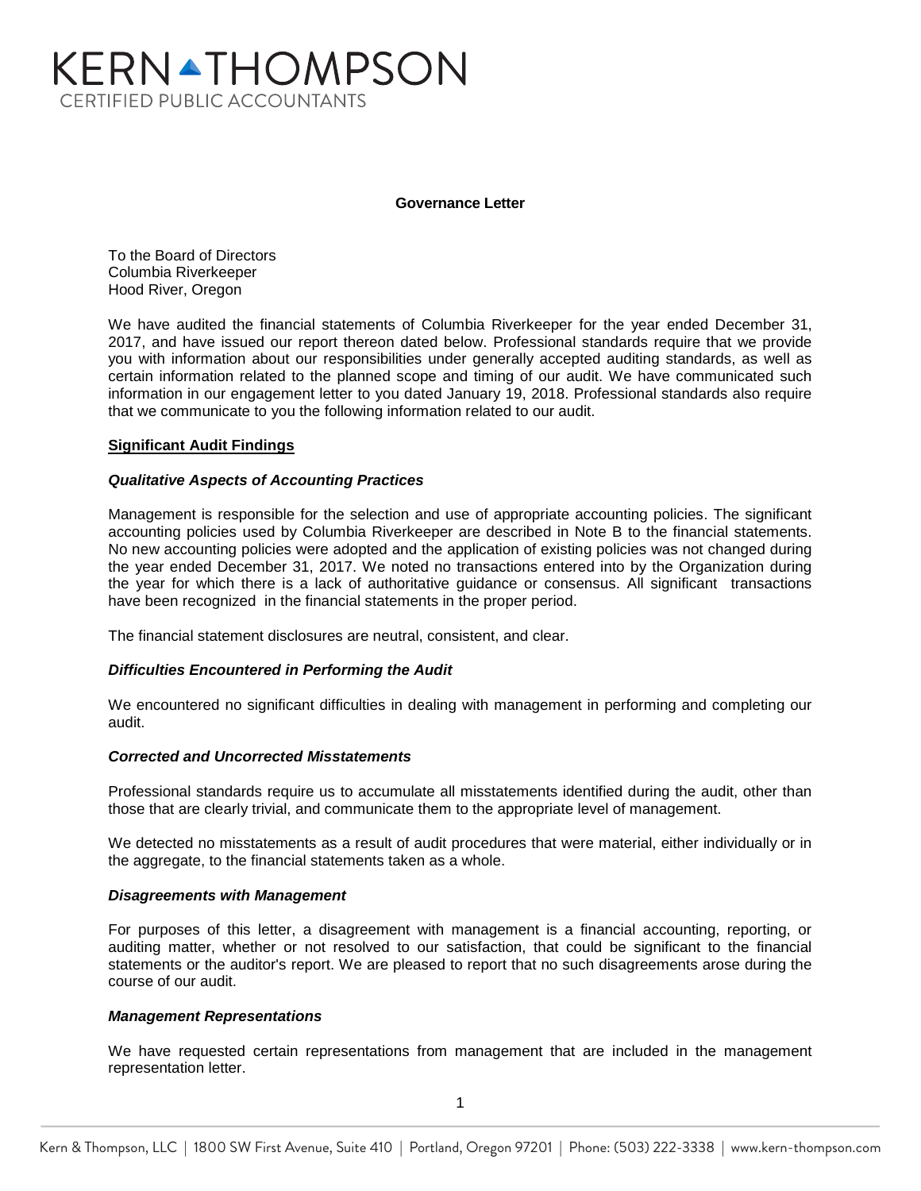KERN THOMPSON
CERTIFIED PUBLIC ACCOUNTANTS

**Governance Letter**

To the Board of Directors
Columbia Riverkeeper
Hood River, Oregon

We have audited the financial statements of Columbia Riverkeeper for the year ended December 31, 2017, and have issued our report thereon dated below. Professional standards require that we provide you with information about our responsibilities under generally accepted auditing standards, as well as certain information related to the planned scope and timing of our audit. We have communicated such information in our engagement letter to you dated January 19, 2018. Professional standards also require that we communicate to you the following information related to our audit.

## Significant Audit Findings

### *Qualitative Aspects of Accounting Practices*

Management is responsible for the selection and use of appropriate accounting policies. The significant accounting policies used by Columbia Riverkeeper are described in Note B to the financial statements. No new accounting policies were adopted and the application of existing policies was not changed during the year ended December 31, 2017. We noted no transactions entered into by the Organization during the year for which there is a lack of authoritative guidance or consensus. All significant transactions have been recognized in the financial statements in the proper period.

The financial statement disclosures are neutral, consistent, and clear.

### *Difficulties Encountered in Performing the Audit*

We encountered no significant difficulties in dealing with management in performing and completing our audit.

### *Corrected and Uncorrected Misstatements*

Professional standards require us to accumulate all misstatements identified during the audit, other than those that are clearly trivial, and communicate them to the appropriate level of management.

We detected no misstatements as a result of audit procedures that were material, either individually or in the aggregate, to the financial statements taken as a whole.

### *Disagreements with Management*

For purposes of this letter, a disagreement with management is a financial accounting, reporting, or auditing matter, whether or not resolved to our satisfaction, that could be significant to the financial statements or the auditor's report. We are pleased to report that no such disagreements arose during the course of our audit.

### *Management Representations*

We have requested certain representations from management that are included in the management representation letter.

Kern & Thompson, LLC | 1800 SW First Avenue, Suite 410 | Portland, Oregon 97201 | Phone: (503) 222-3338 | www.kern-thompson.com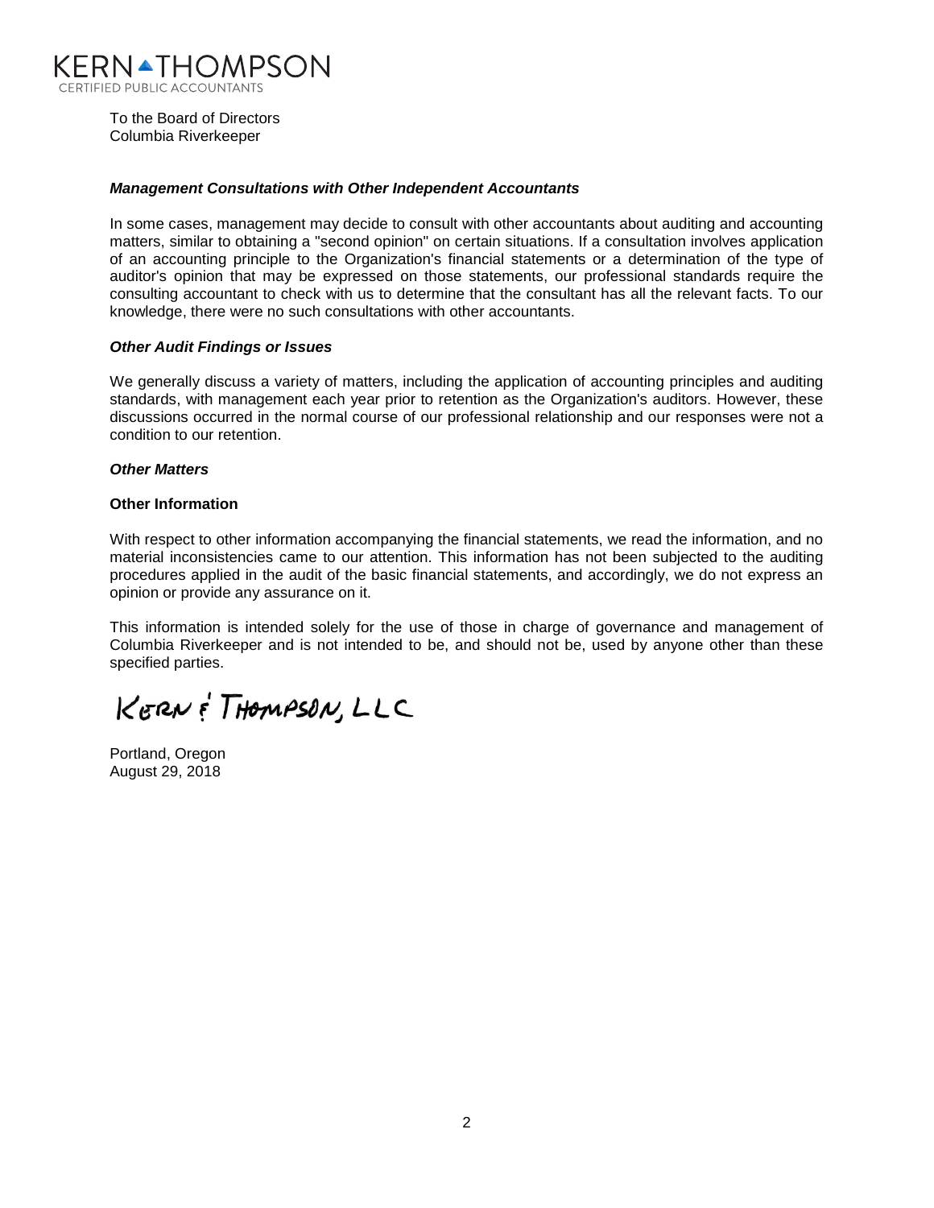KERN THOMPSON
CERTIFIED PUBLIC ACCOUNTANTS

To the Board of Directors
Columbia Riverkeeper

***Management Consultations with Other Independent Accountants***

In some cases, management may decide to consult with other accountants about auditing and accounting matters, similar to obtaining a "second opinion" on certain situations. If a consultation involves application of an accounting principle to the Organization's financial statements or a determination of the type of auditor's opinion that may be expressed on those statements, our professional standards require the consulting accountant to check with us to determine that the consultant has all the relevant facts. To our knowledge, there were no such consultations with other accountants.

***Other Audit Findings or Issues***

We generally discuss a variety of matters, including the application of accounting principles and auditing standards, with management each year prior to retention as the Organization's auditors. However, these discussions occurred in the normal course of our professional relationship and our responses were not a condition to our retention.

***Other Matters***

**Other Information**

With respect to other information accompanying the financial statements, we read the information, and no material inconsistencies came to our attention. This information has not been subjected to the auditing procedures applied in the audit of the basic financial statements, and accordingly, we do not express an opinion or provide any assurance on it.

This information is intended solely for the use of those in charge of governance and management of Columbia Riverkeeper and is not intended to be, and should not be, used by anyone other than these specified parties.

Kern & Thompson, LLC

Portland, Oregon
August 29, 2018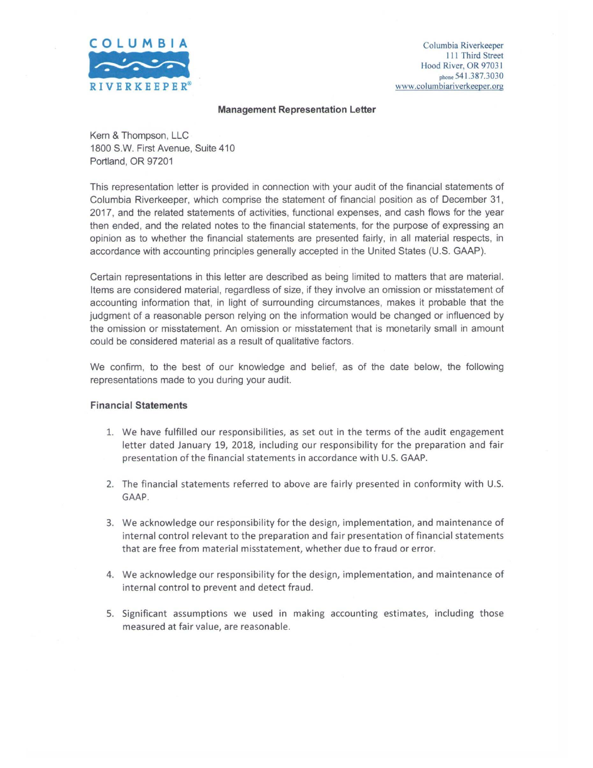COLUMBIA RIVERKEEPER®

Columbia Riverkeeper
111 Third Street
Hood River, OR 97031
phone 541.387.3030
www.columbiariverkeeper.org

**Management Representation Letter**

Kern & Thompson, LLC
1800 S.W. First Avenue, Suite 410
Portland, OR 97201

This representation letter is provided in connection with your audit of the financial statements of Columbia Riverkeeper, which comprise the statement of financial position as of December 31, 2017, and the related statements of activities, functional expenses, and cash flows for the year then ended, and the related notes to the financial statements, for the purpose of expressing an opinion as to whether the financial statements are presented fairly, in all material respects, in accordance with accounting principles generally accepted in the United States (U.S. GAAP).

Certain representations in this letter are described as being limited to matters that are material. Items are considered material, regardless of size, if they involve an omission or misstatement of accounting information that, in light of surrounding circumstances, makes it probable that the judgment of a reasonable person relying on the information would be changed or influenced by the omission or misstatement. An omission or misstatement that is monetarily small in amount could be considered material as a result of qualitative factors.

We confirm, to the best of our knowledge and belief, as of the date below, the following representations made to you during your audit.

**Financial Statements**

1. We have fulfilled our responsibilities, as set out in the terms of the audit engagement letter dated January 19, 2018, including our responsibility for the preparation and fair presentation of the financial statements in accordance with U.S. GAAP.

2. The financial statements referred to above are fairly presented in conformity with U.S. GAAP.

3. We acknowledge our responsibility for the design, implementation, and maintenance of internal control relevant to the preparation and fair presentation of financial statements that are free from material misstatement, whether due to fraud or error.

4. We acknowledge our responsibility for the design, implementation, and maintenance of internal control to prevent and detect fraud.

5. Significant assumptions we used in making accounting estimates, including those measured at fair value, are reasonable.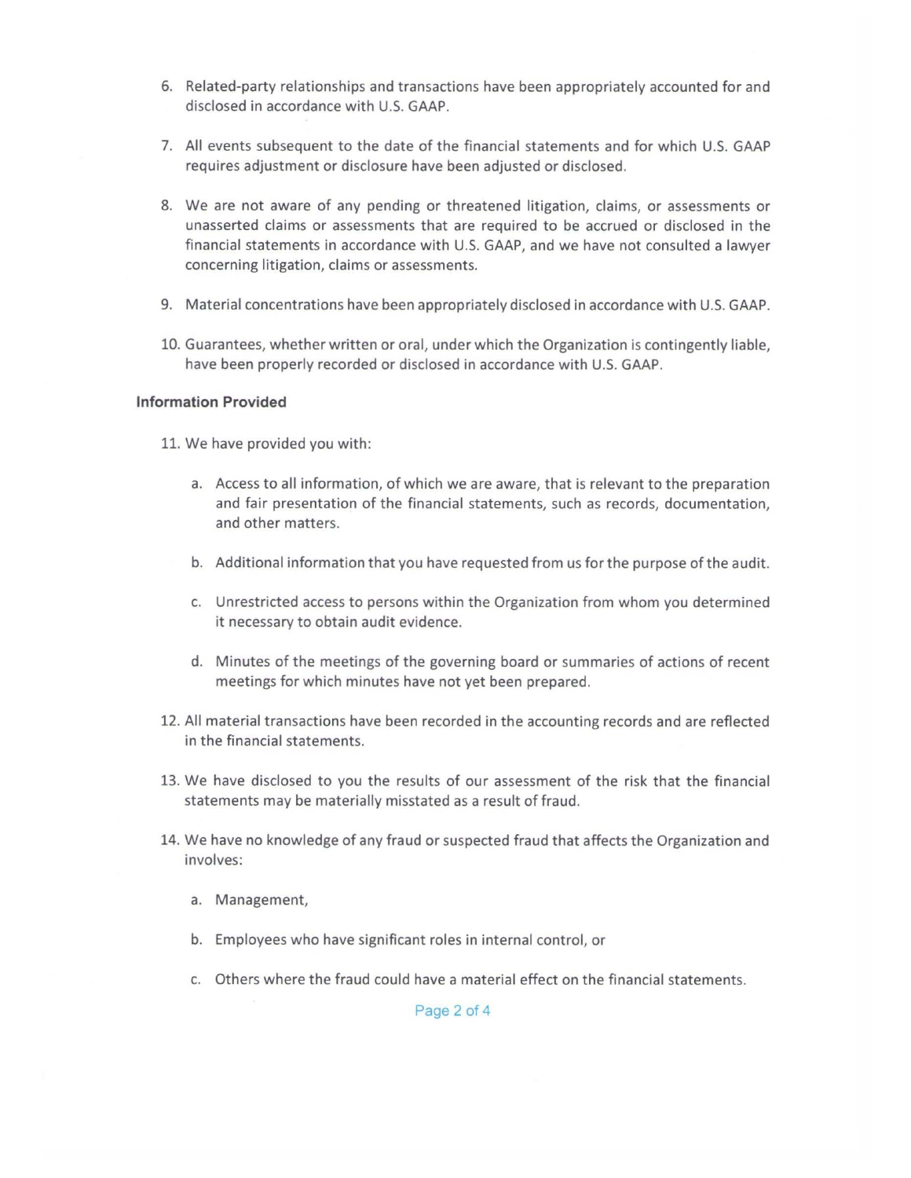6. Related-party relationships and transactions have been appropriately accounted for and disclosed in accordance with U.S. GAAP.

7. All events subsequent to the date of the financial statements and for which U.S. GAAP requires adjustment or disclosure have been adjusted or disclosed.

8. We are not aware of any pending or threatened litigation, claims, or assessments or unasserted claims or assessments that are required to be accrued or disclosed in the financial statements in accordance with U.S. GAAP, and we have not consulted a lawyer concerning litigation, claims or assessments.

9. Material concentrations have been appropriately disclosed in accordance with U.S. GAAP.

10. Guarantees, whether written or oral, under which the Organization is contingently liable, have been properly recorded or disclosed in accordance with U.S. GAAP.

**Information Provided**

11. We have provided you with:

    a. Access to all information, of which we are aware, that is relevant to the preparation and fair presentation of the financial statements, such as records, documentation, and other matters.

    b. Additional information that you have requested from us for the purpose of the audit.

    c. Unrestricted access to persons within the Organization from whom you determined it necessary to obtain audit evidence.

    d. Minutes of the meetings of the governing board or summaries of actions of recent meetings for which minutes have not yet been prepared.

12. All material transactions have been recorded in the accounting records and are reflected in the financial statements.

13. We have disclosed to you the results of our assessment of the risk that the financial statements may be materially misstated as a result of fraud.

14. We have no knowledge of any fraud or suspected fraud that affects the Organization and involves:

    a. Management,

    b. Employees who have significant roles in internal control, or

    c. Others where the fraud could have a material effect on the financial statements.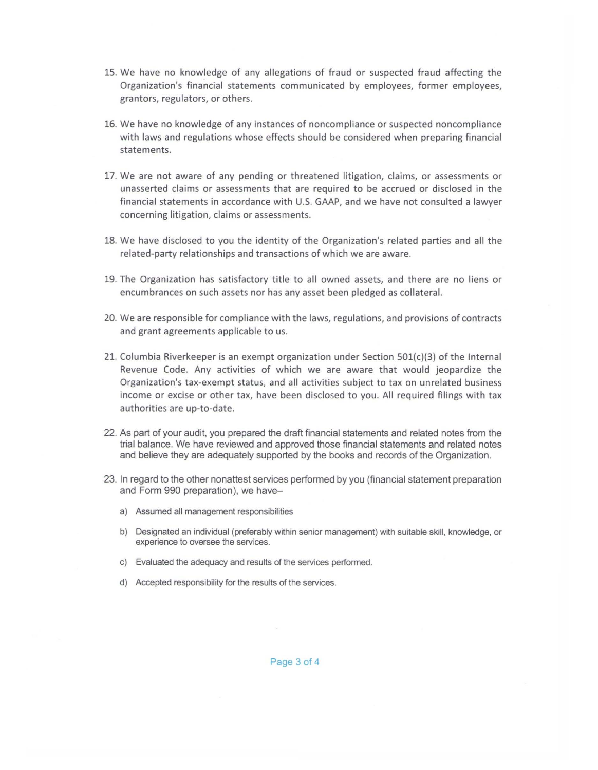15. We have no knowledge of any allegations of fraud or suspected fraud affecting the Organization's financial statements communicated by employees, former employees, grantors, regulators, or others.

16. We have no knowledge of any instances of noncompliance or suspected noncompliance with laws and regulations whose effects should be considered when preparing financial statements.

17. We are not aware of any pending or threatened litigation, claims, or assessments or unasserted claims or assessments that are required to be accrued or disclosed in the financial statements in accordance with U.S. GAAP, and we have not consulted a lawyer concerning litigation, claims or assessments.

18. We have disclosed to you the identity of the Organization's related parties and all the related-party relationships and transactions of which we are aware.

19. The Organization has satisfactory title to all owned assets, and there are no liens or encumbrances on such assets nor has any asset been pledged as collateral.

20. We are responsible for compliance with the laws, regulations, and provisions of contracts and grant agreements applicable to us.

21. Columbia Riverkeeper is an exempt organization under Section 501(c)(3) of the Internal Revenue Code. Any activities of which we are aware that would jeopardize the Organization's tax-exempt status, and all activities subject to tax on unrelated business income or excise or other tax, have been disclosed to you. All required filings with tax authorities are up-to-date.

22. As part of your audit, you prepared the draft financial statements and related notes from the trial balance. We have reviewed and approved those financial statements and related notes and believe they are adequately supported by the books and records of the Organization.

23. In regard to the other nonattest services performed by you (financial statement preparation and Form 990 preparation), we have–

    a) Assumed all management responsibilities

    b) Designated an individual (preferably within senior management) with suitable skill, knowledge, or experience to oversee the services.

    c) Evaluated the adequacy and results of the services performed.

    d) Accepted responsibility for the results of the services.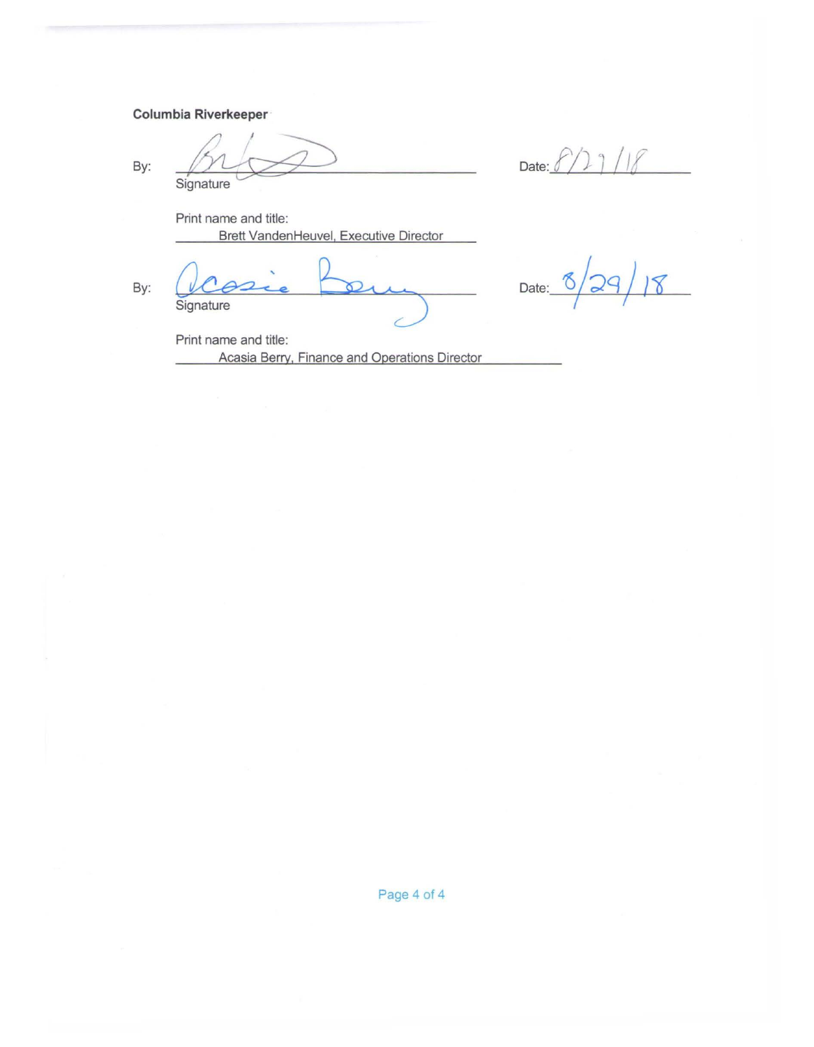**Columbia Riverkeeper**

By: ______________________________ Date: 8/29/18
Signature

Print name and title:
Brett VandenHeuvel, Executive Director

By: ______________________________ Date: 8/29/18
Signature

Print name and title:
Acasia Berry, Finance and Operations Director